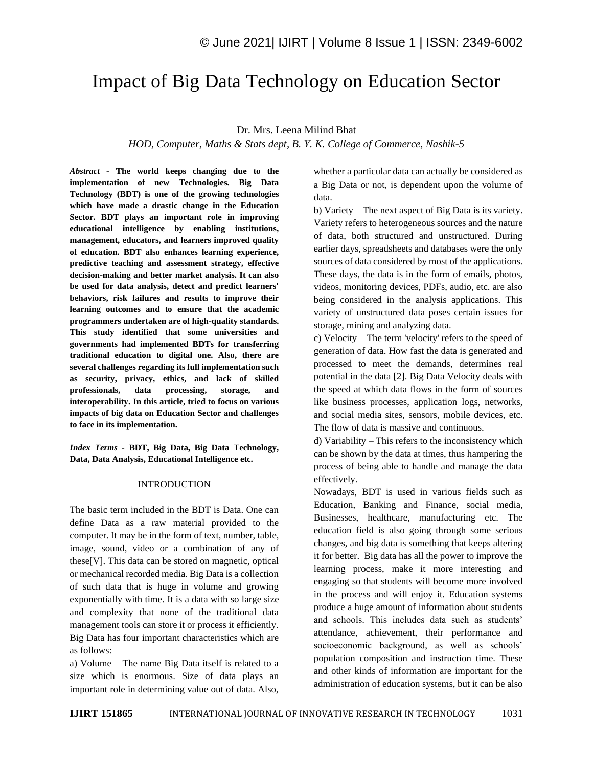# Impact of Big Data Technology on Education Sector

Dr. Mrs. Leena Milind Bhat

*HOD, Computer, Maths & Stats dept, B. Y. K. College of Commerce, Nashik-5*

***Abstract* - The world keeps changing due to the implementation of new Technologies. Big Data Technology (BDT) is one of the growing technologies which have made a drastic change in the Education Sector. BDT plays an important role in improving educational intelligence by enabling institutions, management, educators, and learners improved quality of education. BDT also enhances learning experience, predictive teaching and assessment strategy, effective decision-making and better market analysis. It can also be used for data analysis, detect and predict learners' behaviors, risk failures and results to improve their learning outcomes and to ensure that the academic programmers undertaken are of high-quality standards. This study identified that some universities and governments had implemented BDTs for transferring traditional education to digital one. Also, there are several challenges regarding its full implementation such as security, privacy, ethics, and lack of skilled professionals, data processing, storage, and interoperability. In this article, tried to focus on various impacts of big data on Education Sector and challenges to face in its implementation.**

***Index Terms* - BDT, Big Data, Big Data Technology, Data, Data Analysis, Educational Intelligence etc.**

## INTRODUCTION

The basic term included in the BDT is Data. One can define Data as a raw material provided to the computer. It may be in the form of text, number, table, image, sound, video or a combination of any of these[V]. This data can be stored on magnetic, optical or mechanical recorded media. Big Data is a collection of such data that is huge in volume and growing exponentially with time. It is a data with so large size and complexity that none of the traditional data management tools can store it or process it efficiently. Big Data has four important characteristics which are as follows:

a) Volume – The name Big Data itself is related to a size which is enormous. Size of data plays an important role in determining value out of data. Also, whether a particular data can actually be considered as a Big Data or not, is dependent upon the volume of data.

b) Variety – The next aspect of Big Data is its variety. Variety refers to heterogeneous sources and the nature of data, both structured and unstructured. During earlier days, spreadsheets and databases were the only sources of data considered by most of the applications. These days, the data is in the form of emails, photos, videos, monitoring devices, PDFs, audio, etc. are also being considered in the analysis applications. This variety of unstructured data poses certain issues for storage, mining and analyzing data.

c) Velocity – The term 'velocity' refers to the speed of generation of data. How fast the data is generated and processed to meet the demands, determines real potential in the data [2]. Big Data Velocity deals with the speed at which data flows in the form of sources like business processes, application logs, networks, and social media sites, sensors, mobile devices, etc. The flow of data is massive and continuous.

d) Variability – This refers to the inconsistency which can be shown by the data at times, thus hampering the process of being able to handle and manage the data effectively.

Nowadays, BDT is used in various fields such as Education, Banking and Finance, social media, Businesses, healthcare, manufacturing etc. The education field is also going through some serious changes, and big data is something that keeps altering it for better. Big data has all the power to improve the learning process, make it more interesting and engaging so that students will become more involved in the process and will enjoy it. Education systems produce a huge amount of information about students and schools. This includes data such as students' attendance, achievement, their performance and socioeconomic background, as well as schools' population composition and instruction time. These and other kinds of information are important for the administration of education systems, but it can be also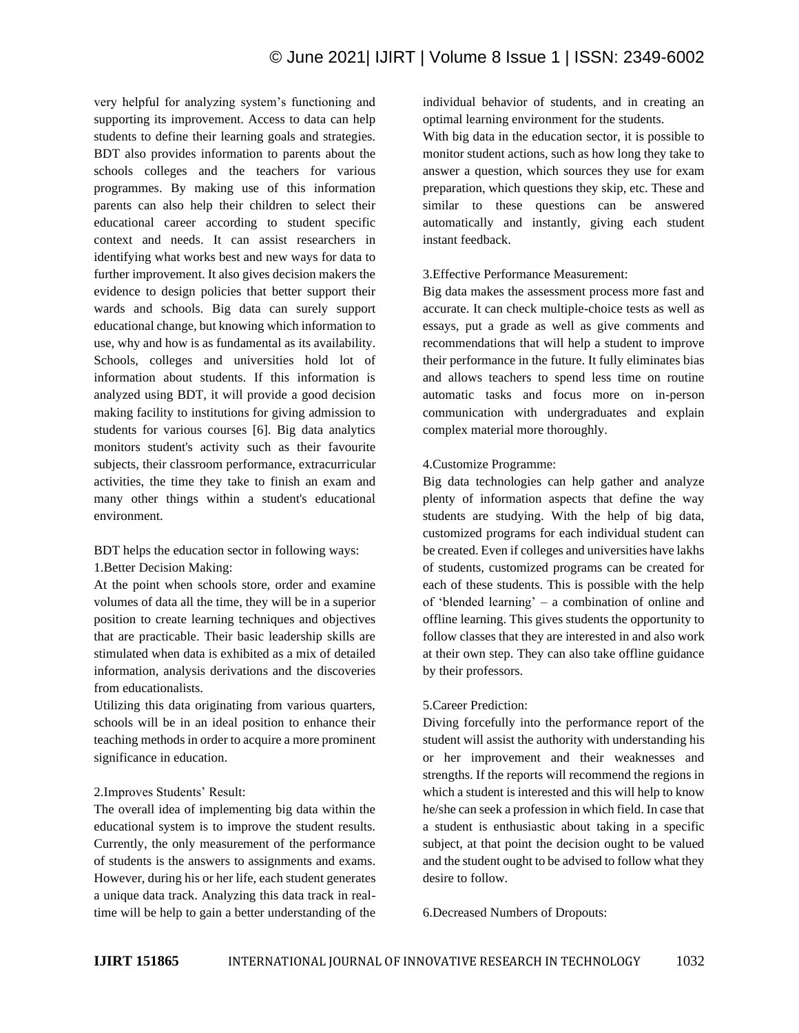very helpful for analyzing system's functioning and supporting its improvement. Access to data can help students to define their learning goals and strategies. BDT also provides information to parents about the schools colleges and the teachers for various programmes. By making use of this information parents can also help their children to select their educational career according to student specific context and needs. It can assist researchers in identifying what works best and new ways for data to further improvement. It also gives decision makers the evidence to design policies that better support their wards and schools. Big data can surely support educational change, but knowing which information to use, why and how is as fundamental as its availability. Schools, colleges and universities hold lot of information about students. If this information is analyzed using BDT, it will provide a good decision making facility to institutions for giving admission to students for various courses [6]. Big data analytics monitors student's activity such as their favourite subjects, their classroom performance, extracurricular activities, the time they take to finish an exam and many other things within a student's educational environment.

BDT helps the education sector in following ways:

1.Better Decision Making:

At the point when schools store, order and examine volumes of data all the time, they will be in a superior position to create learning techniques and objectives that are practicable. Their basic leadership skills are stimulated when data is exhibited as a mix of detailed information, analysis derivations and the discoveries from educationalists.

Utilizing this data originating from various quarters, schools will be in an ideal position to enhance their teaching methods in order to acquire a more prominent significance in education.

2.Improves Students' Result:

The overall idea of implementing big data within the educational system is to improve the student results. Currently, the only measurement of the performance of students is the answers to assignments and exams. However, during his or her life, each student generates a unique data track. Analyzing this data track in real-time will be help to gain a better understanding of the individual behavior of students, and in creating an optimal learning environment for the students.

With big data in the education sector, it is possible to monitor student actions, such as how long they take to answer a question, which sources they use for exam preparation, which questions they skip, etc. These and similar to these questions can be answered automatically and instantly, giving each student instant feedback.

3.Effective Performance Measurement:

Big data makes the assessment process more fast and accurate. It can check multiple-choice tests as well as essays, put a grade as well as give comments and recommendations that will help a student to improve their performance in the future. It fully eliminates bias and allows teachers to spend less time on routine automatic tasks and focus more on in-person communication with undergraduates and explain complex material more thoroughly.

4.Customize Programme:

Big data technologies can help gather and analyze plenty of information aspects that define the way students are studying. With the help of big data, customized programs for each individual student can be created. Even if colleges and universities have lakhs of students, customized programs can be created for each of these students. This is possible with the help of 'blended learning' – a combination of online and offline learning. This gives students the opportunity to follow classes that they are interested in and also work at their own step. They can also take offline guidance by their professors.

5.Career Prediction:

Diving forcefully into the performance report of the student will assist the authority with understanding his or her improvement and their weaknesses and strengths. If the reports will recommend the regions in which a student is interested and this will help to know he/she can seek a profession in which field. In case that a student is enthusiastic about taking in a specific subject, at that point the decision ought to be valued and the student ought to be advised to follow what they desire to follow.

6.Decreased Numbers of Dropouts: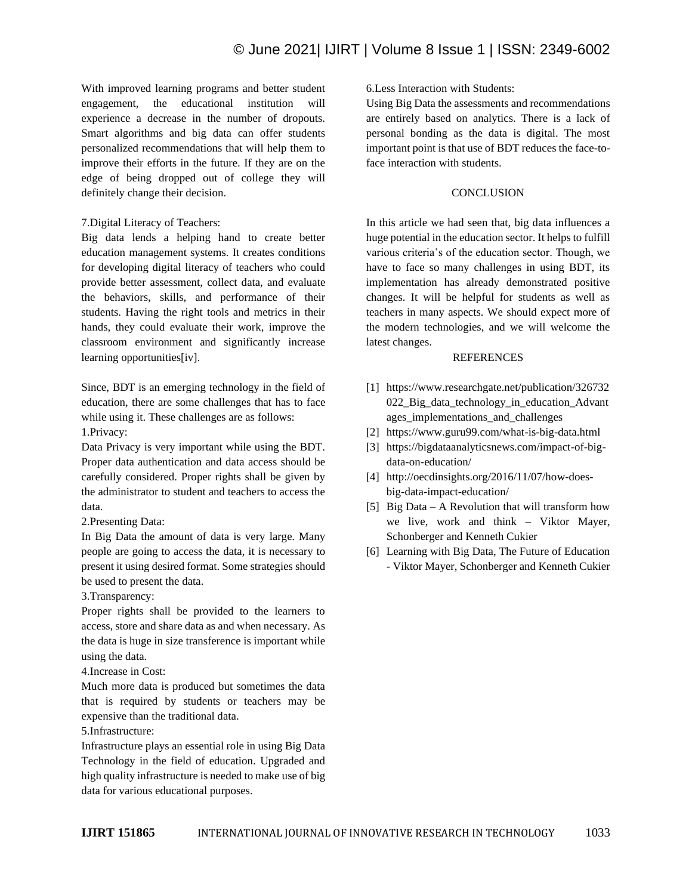With improved learning programs and better student engagement, the educational institution will experience a decrease in the number of dropouts. Smart algorithms and big data can offer students personalized recommendations that will help them to improve their efforts in the future. If they are on the edge of being dropped out of college they will definitely change their decision.

7.Digital Literacy of Teachers:
Big data lends a helping hand to create better education management systems. It creates conditions for developing digital literacy of teachers who could provide better assessment, collect data, and evaluate the behaviors, skills, and performance of their students. Having the right tools and metrics in their hands, they could evaluate their work, improve the classroom environment and significantly increase learning opportunities[iv].

Since, BDT is an emerging technology in the field of education, there are some challenges that has to face while using it. These challenges are as follows:

1.Privacy:
Data Privacy is very important while using the BDT. Proper data authentication and data access should be carefully considered. Proper rights shall be given by the administrator to student and teachers to access the data.

2.Presenting Data:
In Big Data the amount of data is very large. Many people are going to access the data, it is necessary to present it using desired format. Some strategies should be used to present the data.

3.Transparency:
Proper rights shall be provided to the learners to access, store and share data as and when necessary. As the data is huge in size transference is important while using the data.

4.Increase in Cost:
Much more data is produced but sometimes the data that is required by students or teachers may be expensive than the traditional data.

5.Infrastructure:
Infrastructure plays an essential role in using Big Data Technology in the field of education. Upgraded and high quality infrastructure is needed to make use of big data for various educational purposes.

6.Less Interaction with Students:
Using Big Data the assessments and recommendations are entirely based on analytics. There is a lack of personal bonding as the data is digital. The most important point is that use of BDT reduces the face-to-face interaction with students.

## CONCLUSION

In this article we had seen that, big data influences a huge potential in the education sector. It helps to fulfill various criteria's of the education sector. Though, we have to face so many challenges in using BDT, its implementation has already demonstrated positive changes. It will be helpful for students as well as teachers in many aspects. We should expect more of the modern technologies, and we will welcome the latest changes.

## REFERENCES

[1] https://www.researchgate.net/publication/326732022_Big_data_technology_in_education_Advantages_implementations_and_challenges

[2] https://www.guru99.com/what-is-big-data.html

[3] https://bigdataanalyticsnews.com/impact-of-big-data-on-education/

[4] http://oecdinsights.org/2016/11/07/how-does-big-data-impact-education/

[5] Big Data – A Revolution that will transform how we live, work and think – Viktor Mayer, Schonberger and Kenneth Cukier

[6] Learning with Big Data, The Future of Education - Viktor Mayer, Schonberger and Kenneth Cukier